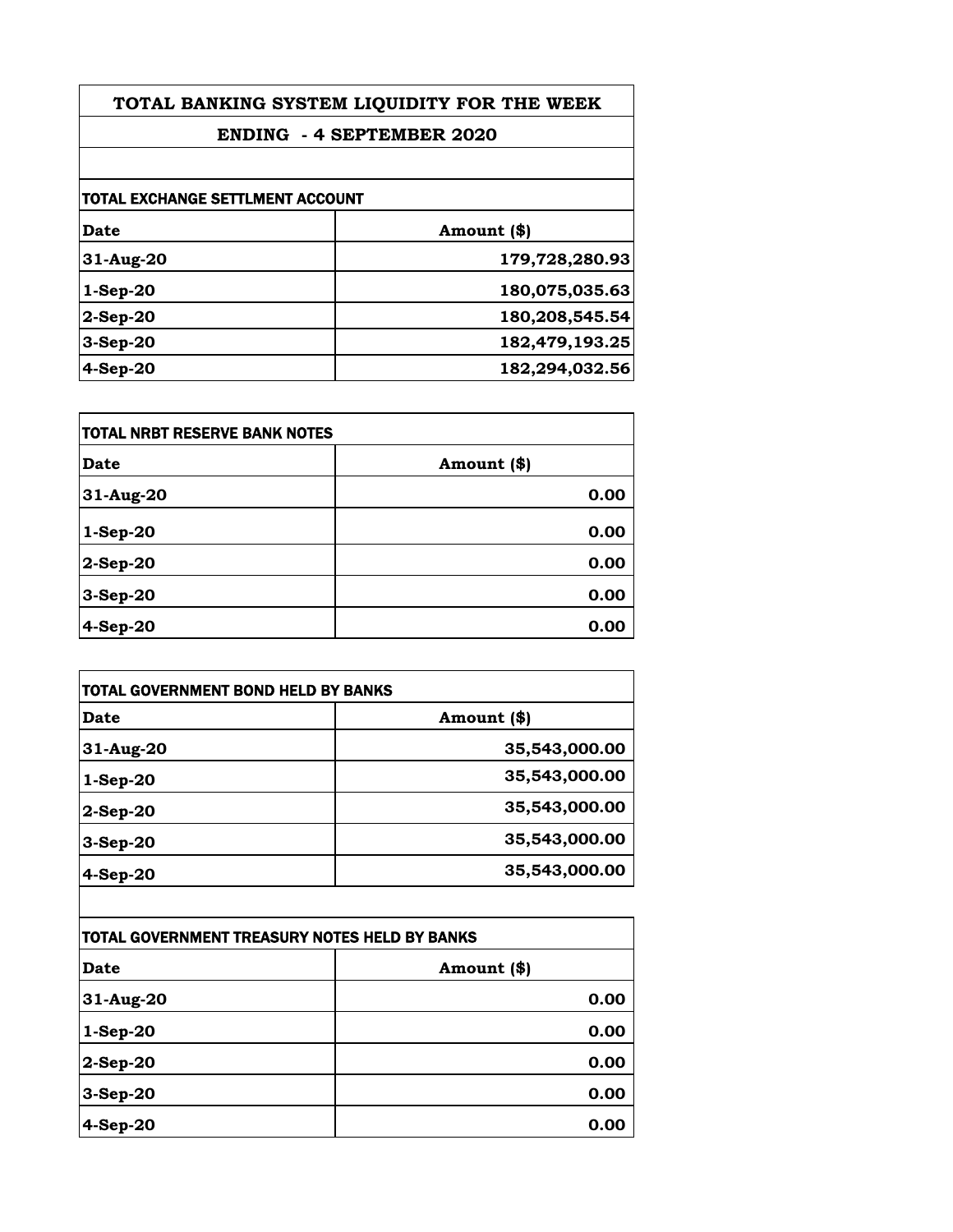# TOTAL BANKING SYSTEM LIQUIDITY FOR THE WEEK

## ENDING - 4 SEPTEMBER 2020

### TOTAL EXCHANGE SETTLMENT ACCOUNT

| Date | Amount ($) |
|---|---|
| 31-Aug-20 | 179,728,280.93 |
| 1-Sep-20 | 180,075,035.63 |
| 2-Sep-20 | 180,208,545.54 |
| 3-Sep-20 | 182,479,193.25 |
| 4-Sep-20 | 182,294,032.56 |

### TOTAL NRBT RESERVE BANK NOTES

| Date | Amount ($) |
|---|---|
| 31-Aug-20 | 0.00 |
| 1-Sep-20 | 0.00 |
| 2-Sep-20 | 0.00 |
| 3-Sep-20 | 0.00 |
| 4-Sep-20 | 0.00 |

### TOTAL GOVERNMENT BOND HELD BY BANKS

| Date | Amount ($) |
|---|---|
| 31-Aug-20 | 35,543,000.00 |
| 1-Sep-20 | 35,543,000.00 |
| 2-Sep-20 | 35,543,000.00 |
| 3-Sep-20 | 35,543,000.00 |
| 4-Sep-20 | 35,543,000.00 |

### TOTAL GOVERNMENT TREASURY NOTES HELD BY BANKS

| Date | Amount ($) |
|---|---|
| 31-Aug-20 | 0.00 |
| 1-Sep-20 | 0.00 |
| 2-Sep-20 | 0.00 |
| 3-Sep-20 | 0.00 |
| 4-Sep-20 | 0.00 |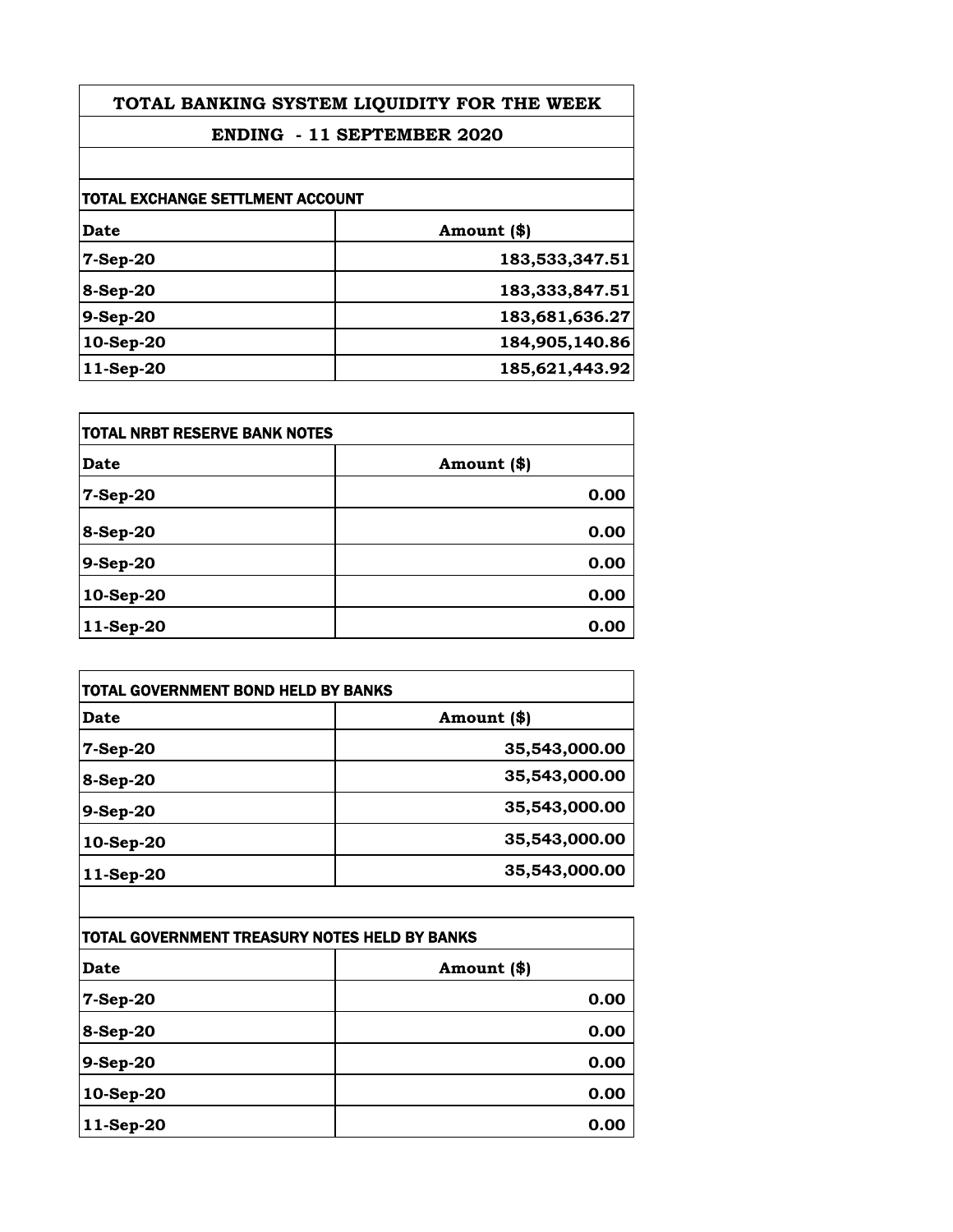# TOTAL BANKING SYSTEM LIQUIDITY FOR THE WEEK

## ENDING - 11 SEPTEMBER 2020

### TOTAL EXCHANGE SETTLMENT ACCOUNT

| Date | Amount ($) |
|---|---:|
| 7-Sep-20 | 183,533,347.51 |
| 8-Sep-20 | 183,333,847.51 |
| 9-Sep-20 | 183,681,636.27 |
| 10-Sep-20 | 184,905,140.86 |
| 11-Sep-20 | 185,621,443.92 |

### TOTAL NRBT RESERVE BANK NOTES

| Date | Amount ($) |
|---|---:|
| 7-Sep-20 | 0.00 |
| 8-Sep-20 | 0.00 |
| 9-Sep-20 | 0.00 |
| 10-Sep-20 | 0.00 |
| 11-Sep-20 | 0.00 |

### TOTAL GOVERNMENT BOND HELD BY BANKS

| Date | Amount ($) |
|---|---:|
| 7-Sep-20 | 35,543,000.00 |
| 8-Sep-20 | 35,543,000.00 |
| 9-Sep-20 | 35,543,000.00 |
| 10-Sep-20 | 35,543,000.00 |
| 11-Sep-20 | 35,543,000.00 |

### TOTAL GOVERNMENT TREASURY NOTES HELD BY BANKS

| Date | Amount ($) |
|---|---:|
| 7-Sep-20 | 0.00 |
| 8-Sep-20 | 0.00 |
| 9-Sep-20 | 0.00 |
| 10-Sep-20 | 0.00 |
| 11-Sep-20 | 0.00 |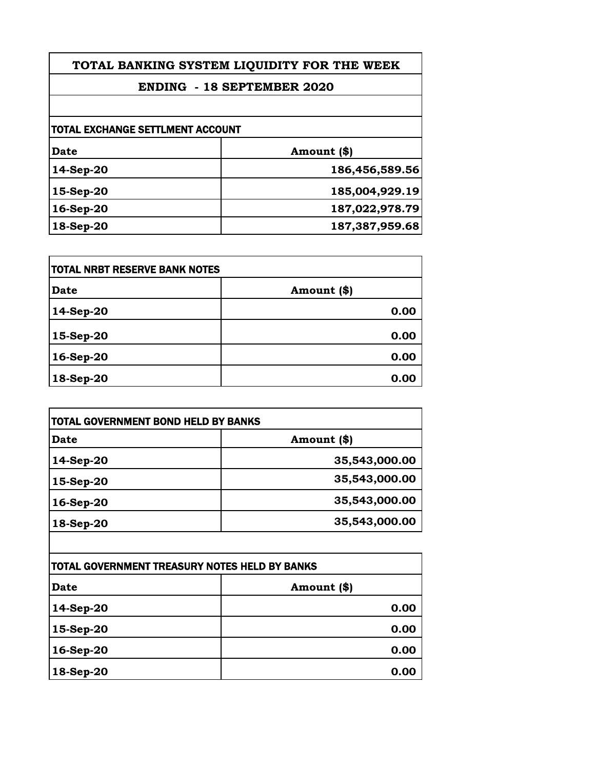# TOTAL BANKING SYSTEM LIQUIDITY FOR THE WEEK

## ENDING - 18 SEPTEMBER 2020

| TOTAL EXCHANGE SETTLMENT ACCOUNT | |
|---|---|
| **Date** | **Amount ($)** |
| 14-Sep-20 | 186,456,589.56 |
| 15-Sep-20 | 185,004,929.19 |
| 16-Sep-20 | 187,022,978.79 |
| 18-Sep-20 | 187,387,959.68 |

| TOTAL NRBT RESERVE BANK NOTES | |
|---|---|
| **Date** | **Amount ($)** |
| 14-Sep-20 | 0.00 |
| 15-Sep-20 | 0.00 |
| 16-Sep-20 | 0.00 |
| 18-Sep-20 | 0.00 |

| TOTAL GOVERNMENT BOND HELD BY BANKS | |
|---|---|
| **Date** | **Amount ($)** |
| 14-Sep-20 | 35,543,000.00 |
| 15-Sep-20 | 35,543,000.00 |
| 16-Sep-20 | 35,543,000.00 |
| 18-Sep-20 | 35,543,000.00 |

| TOTAL GOVERNMENT TREASURY NOTES HELD BY BANKS | |
|---|---|
| **Date** | **Amount ($)** |
| 14-Sep-20 | 0.00 |
| 15-Sep-20 | 0.00 |
| 16-Sep-20 | 0.00 |
| 18-Sep-20 | 0.00 |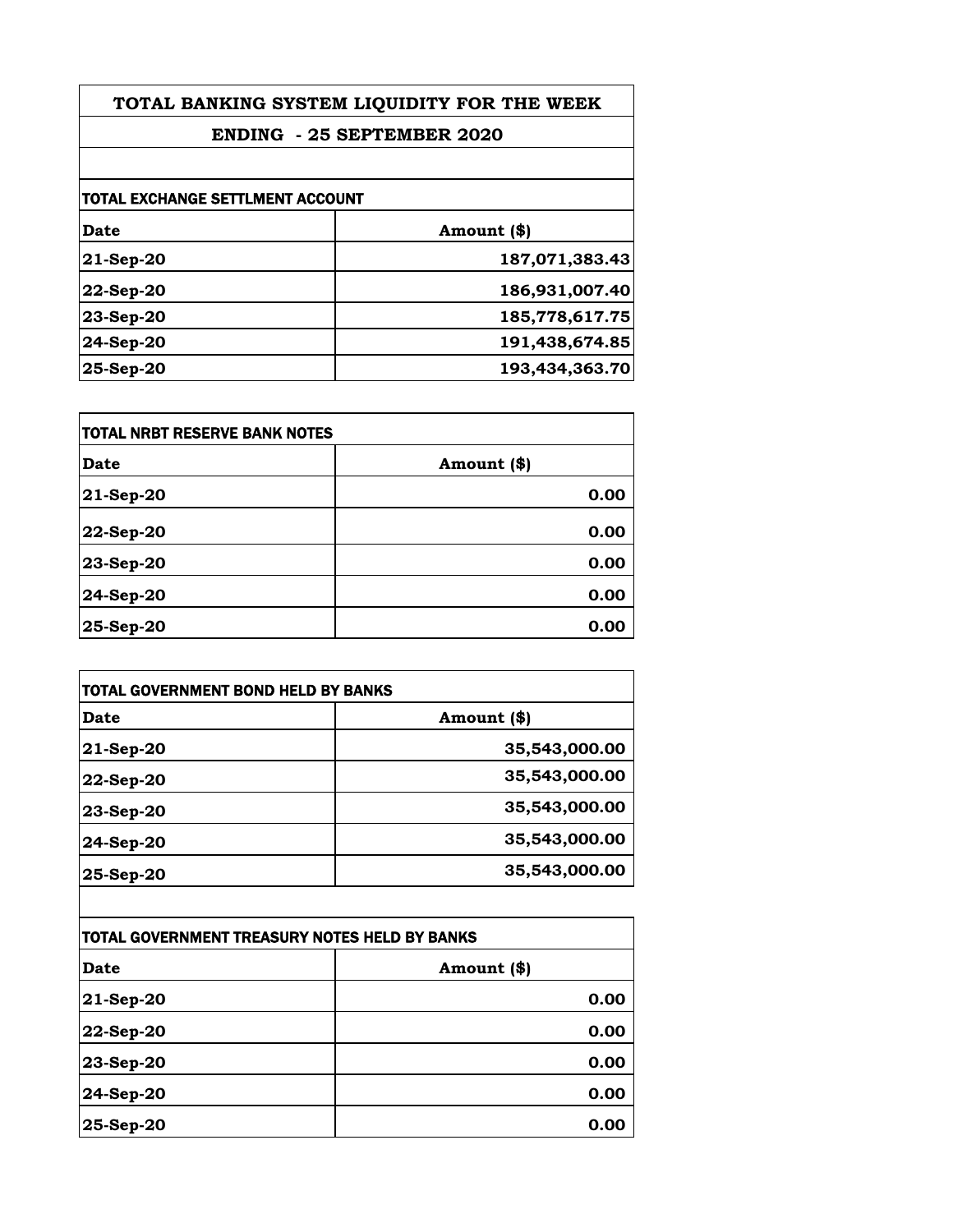# TOTAL BANKING SYSTEM LIQUIDITY FOR THE WEEK

## ENDING - 25 SEPTEMBER 2020

### TOTAL EXCHANGE SETTLMENT ACCOUNT

| Date | Amount ($) |
|---|---|
| 21-Sep-20 | 187,071,383.43 |
| 22-Sep-20 | 186,931,007.40 |
| 23-Sep-20 | 185,778,617.75 |
| 24-Sep-20 | 191,438,674.85 |
| 25-Sep-20 | 193,434,363.70 |

### TOTAL NRBT RESERVE BANK NOTES

| Date | Amount ($) |
|---|---|
| 21-Sep-20 | 0.00 |
| 22-Sep-20 | 0.00 |
| 23-Sep-20 | 0.00 |
| 24-Sep-20 | 0.00 |
| 25-Sep-20 | 0.00 |

### TOTAL GOVERNMENT BOND HELD BY BANKS

| Date | Amount ($) |
|---|---|
| 21-Sep-20 | 35,543,000.00 |
| 22-Sep-20 | 35,543,000.00 |
| 23-Sep-20 | 35,543,000.00 |
| 24-Sep-20 | 35,543,000.00 |
| 25-Sep-20 | 35,543,000.00 |

### TOTAL GOVERNMENT TREASURY NOTES HELD BY BANKS

| Date | Amount ($) |
|---|---|
| 21-Sep-20 | 0.00 |
| 22-Sep-20 | 0.00 |
| 23-Sep-20 | 0.00 |
| 24-Sep-20 | 0.00 |
| 25-Sep-20 | 0.00 |